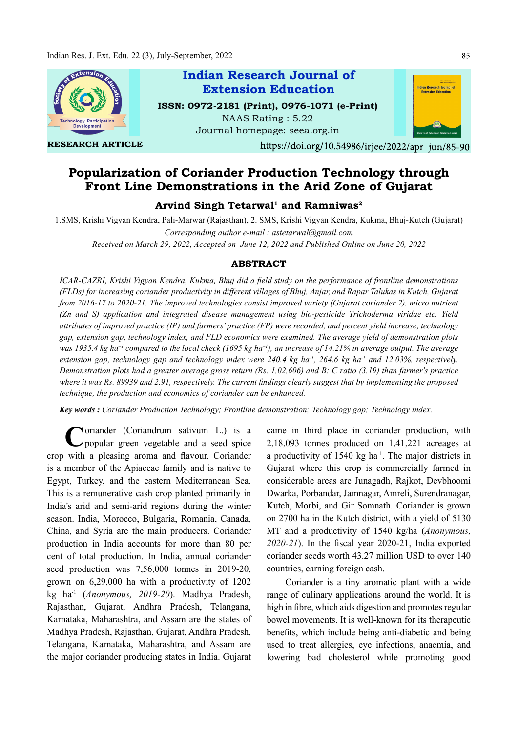Indian Research Journal of Extension Education

ISSN: 0972-2181 (Print), 0976-1071 (e-Print)

NAAS Rating : 5.22

Journal homepage: seea.org.in

**RESEARCH ARTICLE**

https://doi.org/10.54986/irjee/2022/apr_jun/85-90

# Popularization of Coriander Production Technology through Front Line Demonstrations in the Arid Zone of Gujarat

### Arvind Singh Tetarwal[1] and Ramniwas[2]

1.SMS, Krishi Vigyan Kendra, Pali-Marwar (Rajasthan), 2. SMS, Krishi Vigyan Kendra, Kukma, Bhuj-Kutch (Gujarat)

*Corresponding author e-mail : astetarwal@gmail.com*

*Received on March 29, 2022, Accepted on June 12, 2022 and Published Online on June 20, 2022*

## ABSTRACT

*ICAR-CAZRI, Krishi Vigyan Kendra, Kukma, Bhuj did a field study on the performance of frontline demonstrations (FLDs) for increasing coriander productivity in different villages of Bhuj, Anjar, and Rapar Talukas in Kutch, Gujarat from 2016-17 to 2020-21. The improved technologies consist improved variety (Gujarat coriander 2), micro nutrient (Zn and S) application and integrated disease management using bio-pesticide Trichoderma viridae etc. Yield attributes of improved practice (IP) and farmers' practice (FP) were recorded, and percent yield increase, technology gap, extension gap, technology index, and FLD economics were examined. The average yield of demonstration plots was 1935.4 kg ha$^{-1}$ compared to the local check (1695 kg ha$^{-1}$), an increase of 14.21% in average output. The average extension gap, technology gap and technology index were 240.4 kg ha$^{-1}$, 264.6 kg ha$^{-1}$ and 12.03%, respectively. Demonstration plots had a greater average gross return (Rs. 1,02,606) and B: C ratio (3.19) than farmer's practice where it was Rs. 89939 and 2.91, respectively. The current findings clearly suggest that by implementing the proposed technique, the production and economics of coriander can be enhanced.*

***Key words :** Coriander Production Technology; Frontline demonstration; Technology gap; Technology index.*

Coriander (Coriandrum sativum L.) is a popular green vegetable and a seed spice crop with a pleasing aroma and flavour. Coriander is a member of the Apiaceae family and is native to Egypt, Turkey, and the eastern Mediterranean Sea. This is a remunerative cash crop planted primarily in India's arid and semi-arid regions during the winter season. India, Morocco, Bulgaria, Romania, Canada, China, and Syria are the main producers. Coriander production in India accounts for more than 80 per cent of total production. In India, annual coriander seed production was 7,56,000 tonnes in 2019-20, grown on 6,29,000 ha with a productivity of 1202 kg ha$^{-1}$ (*Anonymous, 2019-20*). Madhya Pradesh, Rajasthan, Gujarat, Andhra Pradesh, Telangana, Karnataka, Maharashtra, and Assam are the states of Madhya Pradesh, Rajasthan, Gujarat, Andhra Pradesh, Telangana, Karnataka, Maharashtra, and Assam are the major coriander producing states in India. Gujarat came in third place in coriander production, with 2,18,093 tonnes produced on 1,41,221 acreages at a productivity of 1540 kg ha$^{-1}$. The major districts in Gujarat where this crop is commercially farmed in considerable areas are Junagadh, Rajkot, Devbhoomi Dwarka, Porbandar, Jamnagar, Amreli, Surendranagar, Kutch, Morbi, and Gir Somnath. Coriander is grown on 2700 ha in the Kutch district, with a yield of 5130 MT and a productivity of 1540 kg/ha (*Anonymous, 2020-21*). In the fiscal year 2020-21, India exported coriander seeds worth 43.27 million USD to over 140 countries, earning foreign cash.

Coriander is a tiny aromatic plant with a wide range of culinary applications around the world. It is high in fibre, which aids digestion and promotes regular bowel movements. It is well-known for its therapeutic benefits, which include being anti-diabetic and being used to treat allergies, eye infections, anaemia, and lowering bad cholesterol while promoting good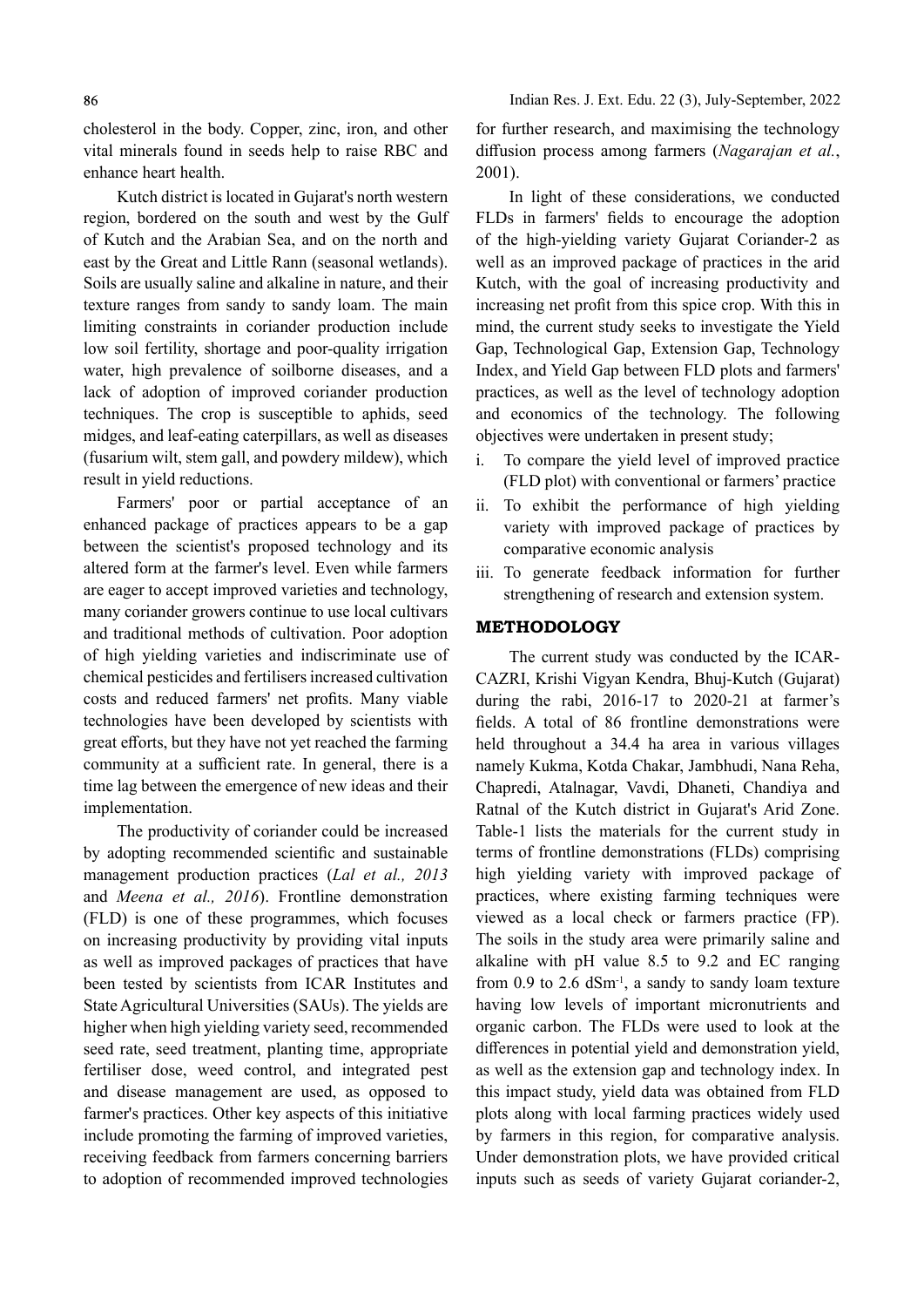cholesterol in the body. Copper, zinc, iron, and other vital minerals found in seeds help to raise RBC and enhance heart health.

Kutch district is located in Gujarat's north western region, bordered on the south and west by the Gulf of Kutch and the Arabian Sea, and on the north and east by the Great and Little Rann (seasonal wetlands). Soils are usually saline and alkaline in nature, and their texture ranges from sandy to sandy loam. The main limiting constraints in coriander production include low soil fertility, shortage and poor-quality irrigation water, high prevalence of soilborne diseases, and a lack of adoption of improved coriander production techniques. The crop is susceptible to aphids, seed midges, and leaf-eating caterpillars, as well as diseases (fusarium wilt, stem gall, and powdery mildew), which result in yield reductions.

Farmers' poor or partial acceptance of an enhanced package of practices appears to be a gap between the scientist's proposed technology and its altered form at the farmer's level. Even while farmers are eager to accept improved varieties and technology, many coriander growers continue to use local cultivars and traditional methods of cultivation. Poor adoption of high yielding varieties and indiscriminate use of chemical pesticides and fertilisers increased cultivation costs and reduced farmers' net profits. Many viable technologies have been developed by scientists with great efforts, but they have not yet reached the farming community at a sufficient rate. In general, there is a time lag between the emergence of new ideas and their implementation.

The productivity of coriander could be increased by adopting recommended scientific and sustainable management production practices (*Lal et al., 2013* and *Meena et al., 2016*). Frontline demonstration (FLD) is one of these programmes, which focuses on increasing productivity by providing vital inputs as well as improved packages of practices that have been tested by scientists from ICAR Institutes and State Agricultural Universities (SAUs). The yields are higher when high yielding variety seed, recommended seed rate, seed treatment, planting time, appropriate fertiliser dose, weed control, and integrated pest and disease management are used, as opposed to farmer's practices. Other key aspects of this initiative include promoting the farming of improved varieties, receiving feedback from farmers concerning barriers to adoption of recommended improved technologies for further research, and maximising the technology diffusion process among farmers (*Nagarajan et al.*, 2001).

In light of these considerations, we conducted FLDs in farmers' fields to encourage the adoption of the high-yielding variety Gujarat Coriander-2 as well as an improved package of practices in the arid Kutch, with the goal of increasing productivity and increasing net profit from this spice crop. With this in mind, the current study seeks to investigate the Yield Gap, Technological Gap, Extension Gap, Technology Index, and Yield Gap between FLD plots and farmers' practices, as well as the level of technology adoption and economics of the technology. The following objectives were undertaken in present study;

i. To compare the yield level of improved practice (FLD plot) with conventional or farmers' practice
ii. To exhibit the performance of high yielding variety with improved package of practices by comparative economic analysis
iii. To generate feedback information for further strengthening of research and extension system.

## METHODOLOGY

The current study was conducted by the ICAR-CAZRI, Krishi Vigyan Kendra, Bhuj-Kutch (Gujarat) during the rabi, 2016-17 to 2020-21 at farmer's fields. A total of 86 frontline demonstrations were held throughout a 34.4 ha area in various villages namely Kukma, Kotda Chakar, Jambhudi, Nana Reha, Chapredi, Atalnagar, Vavdi, Dhaneti, Chandiya and Ratnal of the Kutch district in Gujarat's Arid Zone. Table-1 lists the materials for the current study in terms of frontline demonstrations (FLDs) comprising high yielding variety with improved package of practices, where existing farming techniques were viewed as a local check or farmers practice (FP). The soils in the study area were primarily saline and alkaline with pH value 8.5 to 9.2 and EC ranging from 0.9 to 2.6 $dSm^{-1}$, a sandy to sandy loam texture having low levels of important micronutrients and organic carbon. The FLDs were used to look at the differences in potential yield and demonstration yield, as well as the extension gap and technology index. In this impact study, yield data was obtained from FLD plots along with local farming practices widely used by farmers in this region, for comparative analysis. Under demonstration plots, we have provided critical inputs such as seeds of variety Gujarat coriander-2,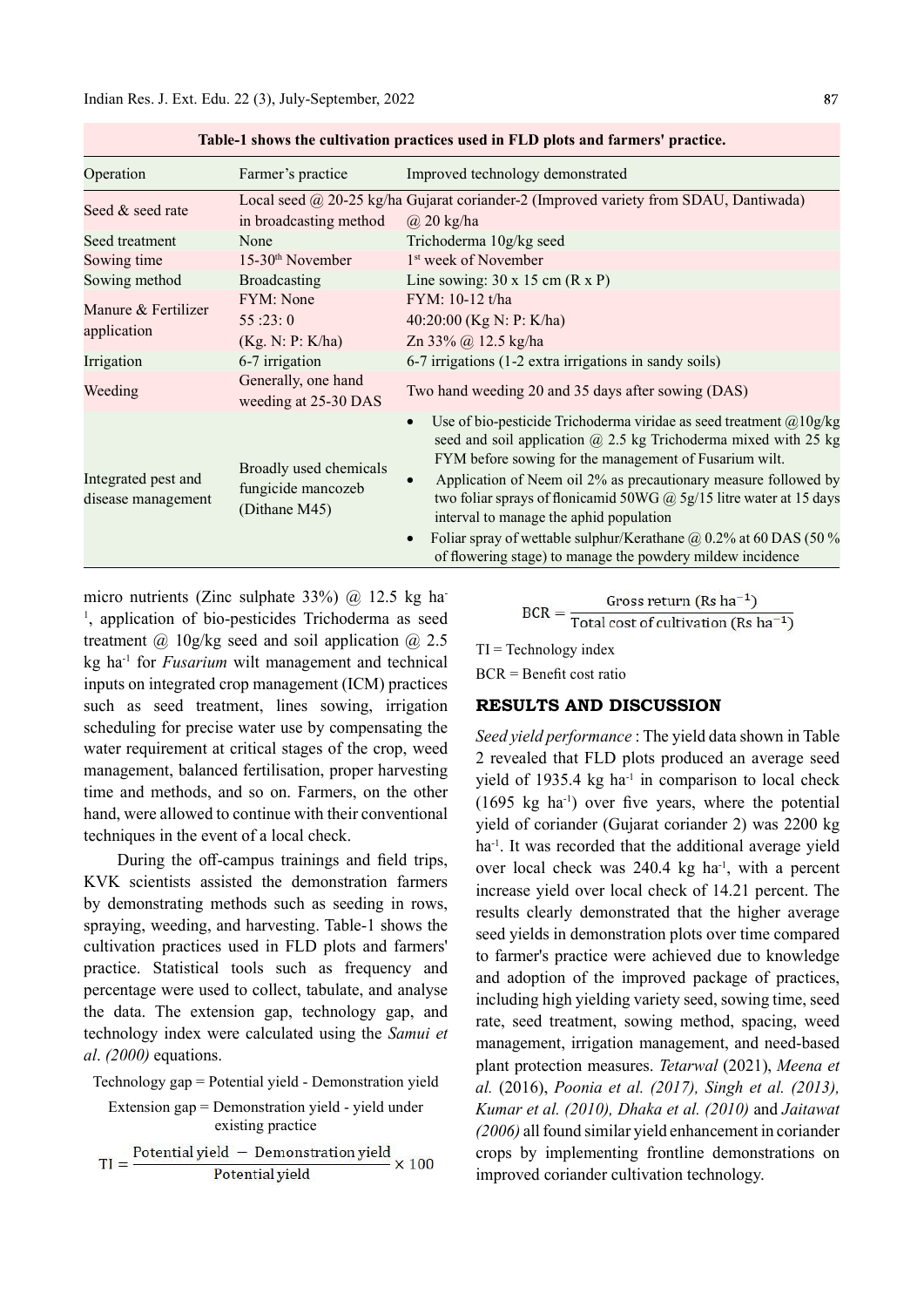Table-1 shows the cultivation practices used in FLD plots and farmers' practice.

| Operation | Farmer's practice | Improved technology demonstrated |
|---|---|---|
| Seed & seed rate | Local seed @ 20-25 kg/ha in broadcasting method | Gujarat coriander-2 (Improved variety from SDAU, Dantiwada) @ 20 kg/ha |
| Seed treatment | None | Trichoderma 10g/kg seed |
| Sowing time | 15-30th November | 1st week of November |
| Sowing method | Broadcasting | Line sowing: 30 x 15 cm (R x P) |
| Manure & Fertilizer application | FYM: None<br>55 :23: 0<br>(Kg. N: P: K/ha) | FYM: 10-12 t/ha<br>40:20:00 (Kg N: P: K/ha)<br>Zn 33% @ 12.5 kg/ha |
| Irrigation | 6-7 irrigation | 6-7 irrigations (1-2 extra irrigations in sandy soils) |
| Weeding | Generally, one hand weeding at 25-30 DAS | Two hand weeding 20 and 35 days after sowing (DAS) |
| Integrated pest and disease management | Broadly used chemicals fungicide mancozeb (Dithane M45) | • Use of bio-pesticide Trichoderma viridae as seed treatment @10g/kg seed and soil application @ 2.5 kg Trichoderma mixed with 25 kg FYM before sowing for the management of Fusarium wilt.<br>• Application of Neem oil 2% as precautionary measure followed by two foliar sprays of flonicamid 50WG @ 5g/15 litre water at 15 days interval to manage the aphid population<br>• Foliar spray of wettable sulphur/Kerathane @ 0.2% at 60 DAS (50 % of flowering stage) to manage the powdery mildew incidence |

micro nutrients (Zinc sulphate 33%) @ 12.5 kg $ha^{-1}$, application of bio-pesticides Trichoderma as seed treatment @ 10g/kg seed and soil application @ 2.5 kg $ha^{-1}$ for *Fusarium* wilt management and technical inputs on integrated crop management (ICM) practices such as seed treatment, lines sowing, irrigation scheduling for precise water use by compensating the water requirement at critical stages of the crop, weed management, balanced fertilisation, proper harvesting time and methods, and so on. Farmers, on the other hand, were allowed to continue with their conventional techniques in the event of a local check.

During the off-campus trainings and field trips, KVK scientists assisted the demonstration farmers by demonstrating methods such as seeding in rows, spraying, weeding, and harvesting. Table-1 shows the cultivation practices used in FLD plots and farmers' practice. Statistical tools such as frequency and percentage were used to collect, tabulate, and analyse the data. The extension gap, technology gap, and technology index were calculated using the *Samui et al. (2000)* equations.

Technology gap = Potential yield - Demonstration yield

Extension gap = Demonstration yield - yield under existing practice

$$TI = \frac{\text{Potential yield} - \text{Demonstration yield}}{\text{Potential yield}} \times 100$$

$$BCR = \frac{\text{Gross return (Rs ha}^{-1})}{\text{Total cost of cultivation (Rs ha}^{-1})}$$

TI = Technology index

BCR = Benefit cost ratio

## RESULTS AND DISCUSSION

*Seed yield performance* : The yield data shown in Table 2 revealed that FLD plots produced an average seed yield of 1935.4 kg $ha^{-1}$ in comparison to local check (1695 kg $ha^{-1}$) over five years, where the potential yield of coriander (Gujarat coriander 2) was 2200 kg $ha^{-1}$. It was recorded that the additional average yield over local check was 240.4 kg $ha^{-1}$, with a percent increase yield over local check of 14.21 percent. The results clearly demonstrated that the higher average seed yields in demonstration plots over time compared to farmer's practice were achieved due to knowledge and adoption of the improved package of practices, including high yielding variety seed, sowing time, seed rate, seed treatment, sowing method, spacing, weed management, irrigation management, and need-based plant protection measures. *Tetarwal* (2021), *Meena et al.* (2016), *Poonia et al. (2017), Singh et al. (2013), Kumar et al. (2010), Dhaka et al. (2010)* and *Jaitawat (2006)* all found similar yield enhancement in coriander crops by implementing frontline demonstrations on improved coriander cultivation technology.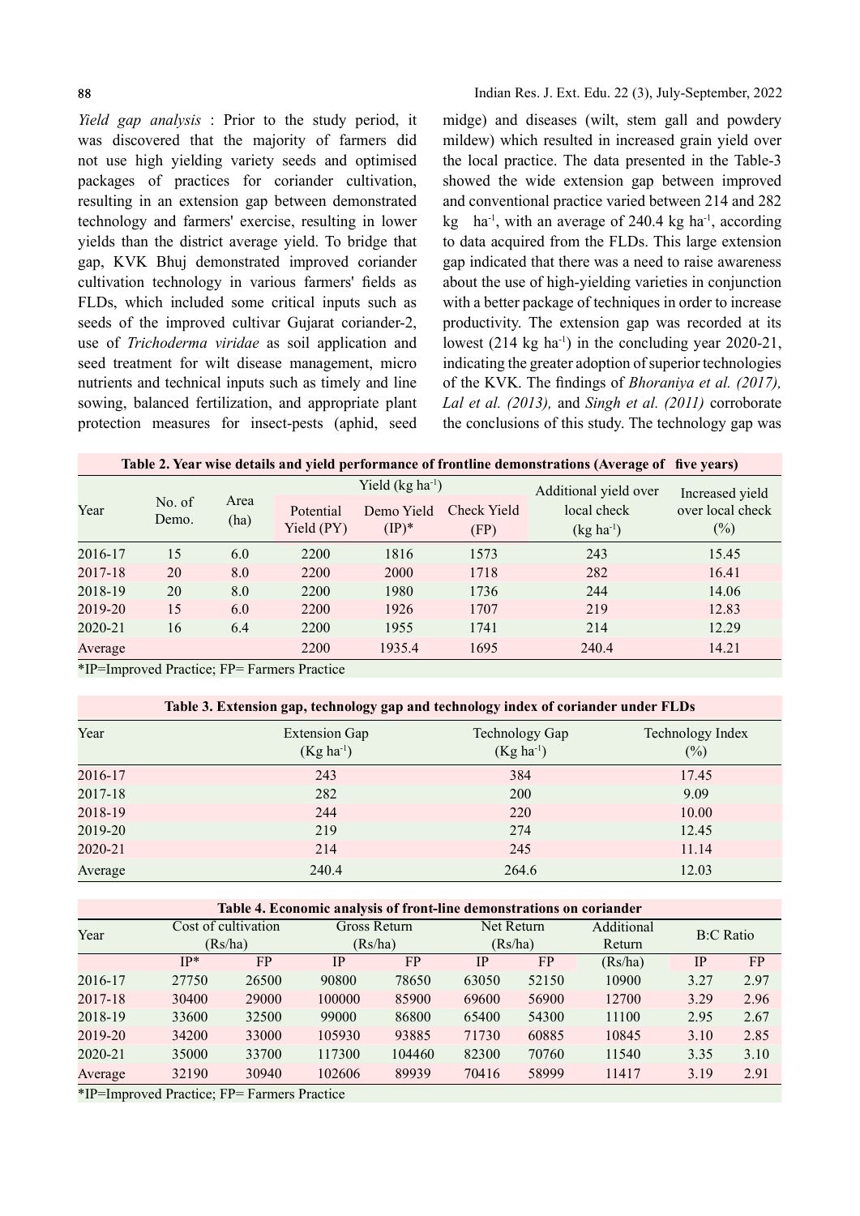*Yield gap analysis* : Prior to the study period, it was discovered that the majority of farmers did not use high yielding variety seeds and optimised packages of practices for coriander cultivation, resulting in an extension gap between demonstrated technology and farmers' exercise, resulting in lower yields than the district average yield. To bridge that gap, KVK Bhuj demonstrated improved coriander cultivation technology in various farmers' fields as FLDs, which included some critical inputs such as seeds of the improved cultivar Gujarat coriander-2, use of *Trichoderma viridae* as soil application and seed treatment for wilt disease management, micro nutrients and technical inputs such as timely and line sowing, balanced fertilization, and appropriate plant protection measures for insect-pests (aphid, seed midge) and diseases (wilt, stem gall and powdery mildew) which resulted in increased grain yield over the local practice. The data presented in the Table-3 showed the wide extension gap between improved and conventional practice varied between 214 and 282 kg ha$^{-1}$, with an average of 240.4 kg ha$^{-1}$, according to data acquired from the FLDs. This large extension gap indicated that there was a need to raise awareness about the use of high-yielding varieties in conjunction with a better package of techniques in order to increase productivity. The extension gap was recorded at its lowest (214 kg ha$^{-1}$) in the concluding year 2020-21, indicating the greater adoption of superior technologies of the KVK. The findings of *Bhoraniya et al. (2017), Lal et al. (2013),* and *Singh et al. (2011)* corroborate the conclusions of this study. The technology gap was

**Table 2. Year wise details and yield performance of frontline demonstrations (Average of five years)**

| Year | No. of Demo. | Area (ha) | Yield (kg ha$^{-1}$) | | | Additional yield over local check (kg ha$^{-1}$) | Increased yield over local check (%) |
|---|---|---|---|---|---|---|---|
| | | | Potential Yield (PY) | Demo Yield (IP)* | Check Yield (FP) | | |
| 2016-17 | 15 | 6.0 | 2200 | 1816 | 1573 | 243 | 15.45 |
| 2017-18 | 20 | 8.0 | 2200 | 2000 | 1718 | 282 | 16.41 |
| 2018-19 | 20 | 8.0 | 2200 | 1980 | 1736 | 244 | 14.06 |
| 2019-20 | 15 | 6.0 | 2200 | 1926 | 1707 | 219 | 12.83 |
| 2020-21 | 16 | 6.4 | 2200 | 1955 | 1741 | 214 | 12.29 |
| Average | | | 2200 | 1935.4 | 1695 | 240.4 | 14.21 |

*IP=Improved Practice; FP= Farmers Practice

**Table 3. Extension gap, technology gap and technology index of coriander under FLDs**

| Year | Extension Gap (Kg ha$^{-1}$) | Technology Gap (Kg ha$^{-1}$) | Technology Index (%) |
|---|---|---|---|
| 2016-17 | 243 | 384 | 17.45 |
| 2017-18 | 282 | 200 | 9.09 |
| 2018-19 | 244 | 220 | 10.00 |
| 2019-20 | 219 | 274 | 12.45 |
| 2020-21 | 214 | 245 | 11.14 |
| Average | 240.4 | 264.6 | 12.03 |

**Table 4. Economic analysis of front-line demonstrations on coriander**

| Year | Cost of cultivation (Rs/ha) | | Gross Return (Rs/ha) | | Net Return (Rs/ha) | | Additional Return | B:C Ratio | |
|---|---|---|---|---|---|---|---|---|---|
| | IP* | FP | IP | FP | IP | FP | (Rs/ha) | IP | FP |
| 2016-17 | 27750 | 26500 | 90800 | 78650 | 63050 | 52150 | 10900 | 3.27 | 2.97 |
| 2017-18 | 30400 | 29000 | 100000 | 85900 | 69600 | 56900 | 12700 | 3.29 | 2.96 |
| 2018-19 | 33600 | 32500 | 99000 | 86800 | 65400 | 54300 | 11100 | 2.95 | 2.67 |
| 2019-20 | 34200 | 33000 | 105930 | 93885 | 71730 | 60885 | 10845 | 3.10 | 2.85 |
| 2020-21 | 35000 | 33700 | 117300 | 104460 | 82300 | 70760 | 11540 | 3.35 | 3.10 |
| Average | 32190 | 30940 | 102606 | 89939 | 70416 | 58999 | 11417 | 3.19 | 2.91 |

*IP=Improved Practice; FP= Farmers Practice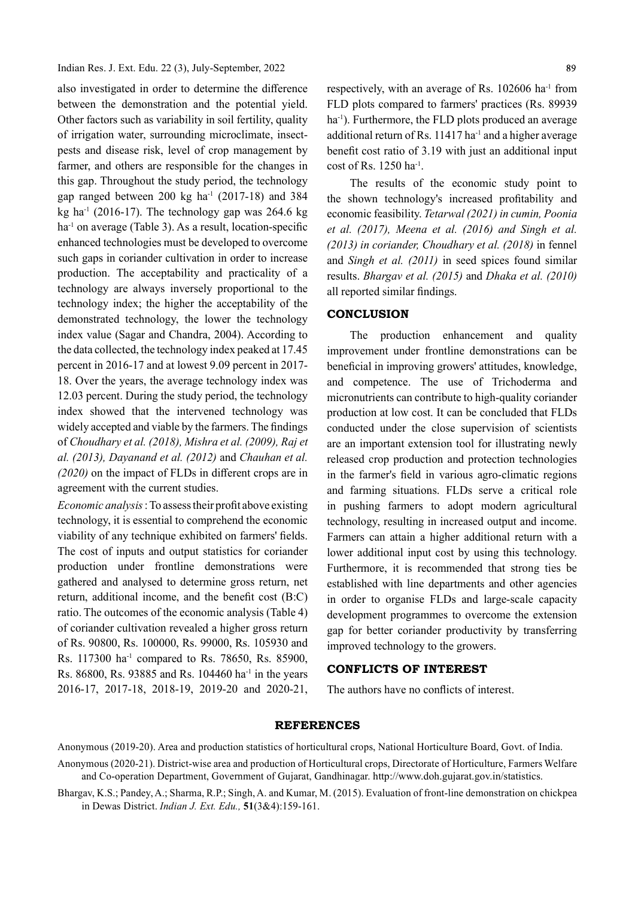also investigated in order to determine the difference between the demonstration and the potential yield. Other factors such as variability in soil fertility, quality of irrigation water, surrounding microclimate, insect-pests and disease risk, level of crop management by farmer, and others are responsible for the changes in this gap. Throughout the study period, the technology gap ranged between 200 kg ha$^{-1}$ (2017-18) and 384 kg ha$^{-1}$ (2016-17). The technology gap was 264.6 kg ha$^{-1}$ on average (Table 3). As a result, location-specific enhanced technologies must be developed to overcome such gaps in coriander cultivation in order to increase production. The acceptability and practicality of a technology are always inversely proportional to the technology index; the higher the acceptability of the demonstrated technology, the lower the technology index value (Sagar and Chandra, 2004). According to the data collected, the technology index peaked at 17.45 percent in 2016-17 and at lowest 9.09 percent in 2017-18. Over the years, the average technology index was 12.03 percent. During the study period, the technology index showed that the intervened technology was widely accepted and viable by the farmers. The findings of *Choudhary et al. (2018), Mishra et al. (2009), Raj et al. (2013), Dayanand et al. (2012)* and *Chauhan et al. (2020)* on the impact of FLDs in different crops are in agreement with the current studies.

*Economic analysis*: To assess their profit above existing technology, it is essential to comprehend the economic viability of any technique exhibited on farmers' fields. The cost of inputs and output statistics for coriander production under frontline demonstrations were gathered and analysed to determine gross return, net return, additional income, and the benefit cost (B:C) ratio. The outcomes of the economic analysis (Table 4) of coriander cultivation revealed a higher gross return of Rs. 90800, Rs. 100000, Rs. 99000, Rs. 105930 and Rs. 117300 ha$^{-1}$ compared to Rs. 78650, Rs. 85900, Rs. 86800, Rs. 93885 and Rs. 104460 ha$^{-1}$ in the years 2016-17, 2017-18, 2018-19, 2019-20 and 2020-21, respectively, with an average of Rs. 102606 ha$^{-1}$ from FLD plots compared to farmers' practices (Rs. 89939 ha$^{-1}$). Furthermore, the FLD plots produced an average additional return of Rs. 11417 ha$^{-1}$ and a higher average benefit cost ratio of 3.19 with just an additional input cost of Rs. 1250 ha$^{-1}$.

The results of the economic study point to the shown technology's increased profitability and economic feasibility. *Tetarwal (2021) in cumin, Poonia et al. (2017), Meena et al. (2016) and Singh et al. (2013) in coriander, Choudhary et al. (2018)* in fennel and *Singh et al. (2011)* in seed spices found similar results. *Bhargav et al. (2015)* and *Dhaka et al. (2010)* all reported similar findings.

## CONCLUSION

The production enhancement and quality improvement under frontline demonstrations can be beneficial in improving growers' attitudes, knowledge, and competence. The use of Trichoderma and micronutrients can contribute to high-quality coriander production at low cost. It can be concluded that FLDs conducted under the close supervision of scientists are an important extension tool for illustrating newly released crop production and protection technologies in the farmer's field in various agro-climatic regions and farming situations. FLDs serve a critical role in pushing farmers to adopt modern agricultural technology, resulting in increased output and income. Farmers can attain a higher additional return with a lower additional input cost by using this technology. Furthermore, it is recommended that strong ties be established with line departments and other agencies in order to organise FLDs and large-scale capacity development programmes to overcome the extension gap for better coriander productivity by transferring improved technology to the growers.

## CONFLICTS OF INTEREST

The authors have no conflicts of interest.

## REFERENCES

Anonymous (2019-20). Area and production statistics of horticultural crops, National Horticulture Board, Govt. of India.

Anonymous (2020-21). District-wise area and production of Horticultural crops, Directorate of Horticulture, Farmers Welfare and Co-operation Department, Government of Gujarat, Gandhinagar. http://www.doh.gujarat.gov.in/statistics.

Bhargav, K.S.; Pandey, A.; Sharma, R.P.; Singh, A. and Kumar, M. (2015). Evaluation of front-line demonstration on chickpea in Dewas District. *Indian J. Ext. Edu.,* **51**(3&4):159-161.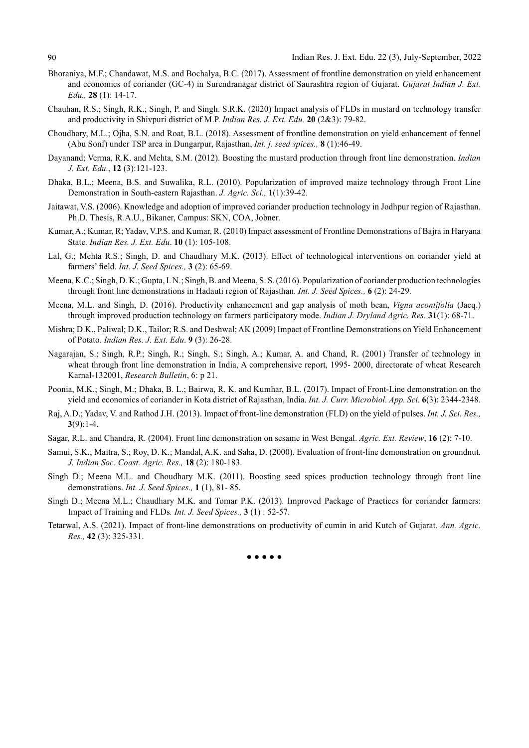Bhoraniya, M.F.; Chandawat, M.S. and Bochalya, B.C. (2017). Assessment of frontline demonstration on yield enhancement and economics of coriander (GC-4) in Surendranagar district of Saurashtra region of Gujarat. *Gujarat Indian J. Ext. Edu.,* **28** (1): 14-17.

Chauhan, R.S.; Singh, R.K.; Singh, P. and Singh. S.R.K. (2020) Impact analysis of FLDs in mustard on technology transfer and productivity in Shivpuri district of M.P. *Indian Res. J. Ext. Edu.* **20** (2&3): 79-82.

Choudhary, M.L.; Ojha, S.N. and Roat, B.L. (2018). Assessment of frontline demonstration on yield enhancement of fennel (Abu Sonf) under TSP area in Dungarpur, Rajasthan, *Int. j. seed spices.,* **8** (1):46-49.

Dayanand; Verma, R.K. and Mehta, S.M. (2012). Boosting the mustard production through front line demonstration. *Indian J. Ext. Edu.*, **12** (3):121-123.

Dhaka, B.L.; Meena, B.S. and Suwalika, R.L. (2010). Popularization of improved maize technology through Front Line Demonstration in South-eastern Rajasthan. *J. Agric. Sci.,* **1**(1):39-42.

Jaitawat, V.S. (2006). Knowledge and adoption of improved coriander production technology in Jodhpur region of Rajasthan. Ph.D. Thesis, R.A.U., Bikaner, Campus: SKN, COA, Jobner.

Kumar, A.; Kumar, R; Yadav, V.P.S. and Kumar, R. (2010) Impact assessment of Frontline Demonstrations of Bajra in Haryana State. *Indian Res. J. Ext. Edu*. **10** (1): 105-108.

Lal, G.; Mehta R.S.; Singh, D. and Chaudhary M.K. (2013). Effect of technological interventions on coriander yield at farmers' field. *Int. J. Seed Spices.,* **3** (2): 65-69.

Meena, K.C.; Singh, D. K.; Gupta, I. N.; Singh, B. and Meena, S. S. (2016). Popularization of coriander production technologies through front line demonstrations in Hadauti region of Rajasthan. *Int. J. Seed Spices.,* **6** (2): 24-29.

Meena, M.L. and Singh, D. (2016). Productivity enhancement and gap analysis of moth bean, *Vigna acontifolia* (Jacq.) through improved production technology on farmers participatory mode. *Indian J. Dryland Agric. Res.* **31**(1): 68-71.

Mishra; D.K., Paliwal; D.K., Tailor; R.S. and Deshwal; AK (2009) Impact of Frontline Demonstrations on Yield Enhancement of Potato. *Indian Res. J. Ext. Edu*. **9** (3): 26-28.

Nagarajan, S.; Singh, R.P.; Singh, R.; Singh, S.; Singh, A.; Kumar, A. and Chand, R. (2001) Transfer of technology in wheat through front line demonstration in India, A comprehensive report, 1995- 2000, directorate of wheat Research Karnal-132001, *Research Bulletin*, 6: p 21.

Poonia, M.K.; Singh, M.; Dhaka, B. L.; Bairwa, R. K. and Kumhar, B.L. (2017). Impact of Front-Line demonstration on the yield and economics of coriander in Kota district of Rajasthan, India. *Int. J. Curr. Microbiol. App. Sci.* **6**(3): 2344-2348.

Raj, A.D.; Yadav, V. and Rathod J.H. (2013). Impact of front-line demonstration (FLD) on the yield of pulses. *Int. J. Sci. Res.,* **3**(9):1-4.

Sagar, R.L. and Chandra, R. (2004). Front line demonstration on sesame in West Bengal. *Agric. Ext. Review*, **16** (2): 7-10.

Samui, S.K.; Maitra, S.; Roy, D. K.; Mandal, A.K. and Saha, D. (2000). Evaluation of front-line demonstration on groundnut. *J. Indian Soc. Coast. Agric. Res.,* **18** (2): 180-183.

Singh D.; Meena M.L. and Choudhary M.K. (2011). Boosting seed spices production technology through front line demonstrations. *Int. J. Seed Spices.,* **1** (1), 81- 85.

Singh D.; Meena M.L.; Chaudhary M.K. and Tomar P.K. (2013). Improved Package of Practices for coriander farmers: Impact of Training and FLDs*. Int. J. Seed Spices.,* **3** (1) : 52-57.

Tetarwal, A.S. (2021). Impact of front-line demonstrations on productivity of cumin in arid Kutch of Gujarat. *Ann. Agric. Res.,* **42** (3): 325-331.

• • • • •